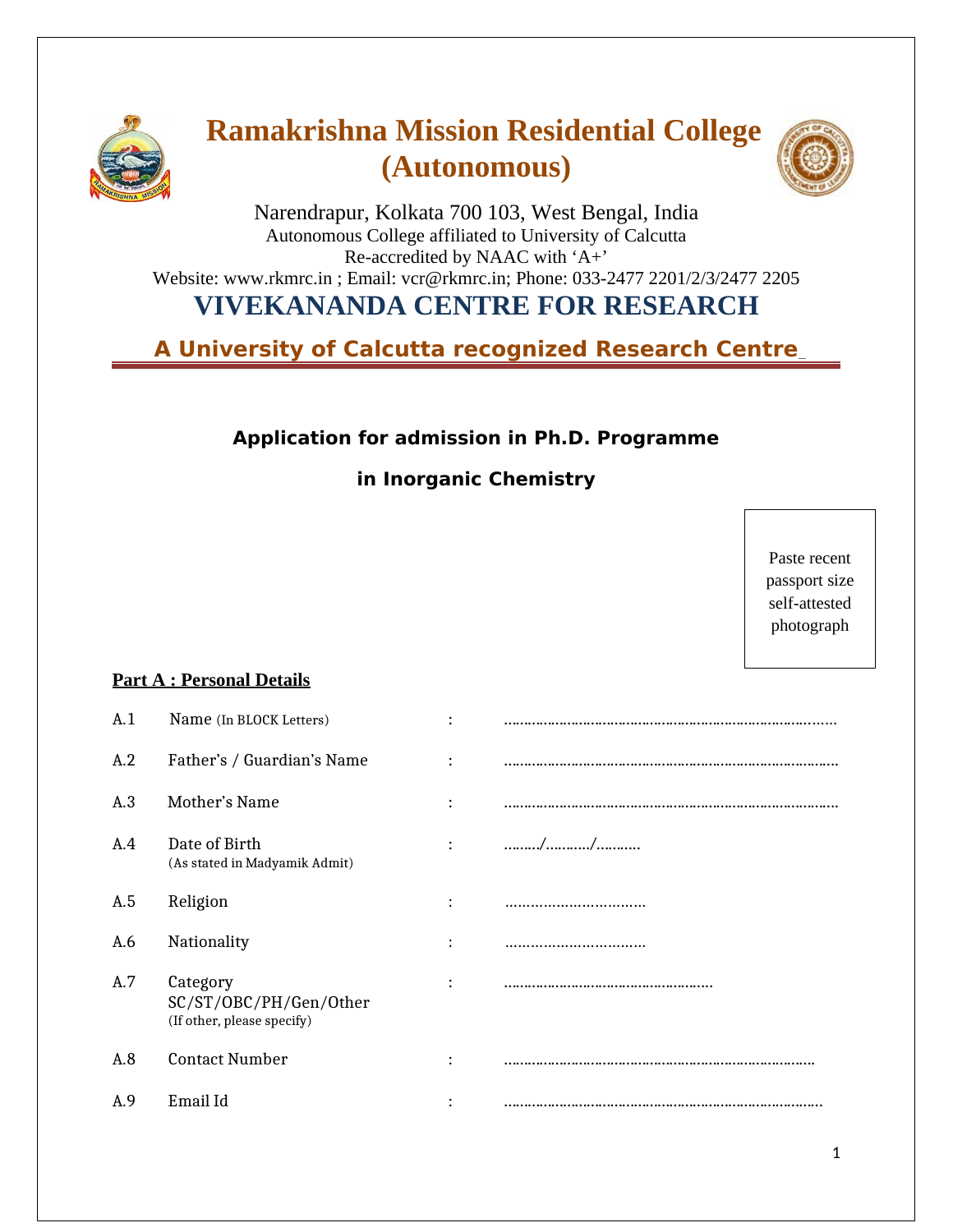# Ramakrishna Mission Residential College (Autonomous)

Narendrapur, Kolkata 700 103, West Bengal, India

Autonomous College affiliated to University of Calcutta

Re-accredited by NAAC with 'A+'

Website: www.rkmrc.in ; Email: vcr@rkmrc.in; Phone: 033-2477 2201/2/3/2477 2205

# VIVEKANANDA CENTRE FOR RESEARCH

## A University of Calcutta recognized Research Centre

### Application for admission in Ph.D. Programme

### in Inorganic Chemistry

Paste recent passport size self-attested photograph

**Part A : Personal Details**

| | | | |
|---|---|---|---|
| A.1 | Name (In BLOCK Letters) | : | ………………………………………………………………………… |
| A.2 | Father's / Guardian's Name | : | ………………………………………………………………………… |
| A.3 | Mother's Name | : | ………………………………………………………………………… |
| A.4 | Date of Birth (As stated in Madyamik Admit) | : | ………/………../……….. |
| A.5 | Religion | : | …………………………… |
| A.6 | Nationality | : | …………………………… |
| A.7 | Category SC/ST/OBC/PH/Gen/Other (If other, please specify) | : | …………………………………………… |
| A.8 | Contact Number | : | …………………………………………………………………… |
| A.9 | Email Id | : | ……………………………………………………………………. |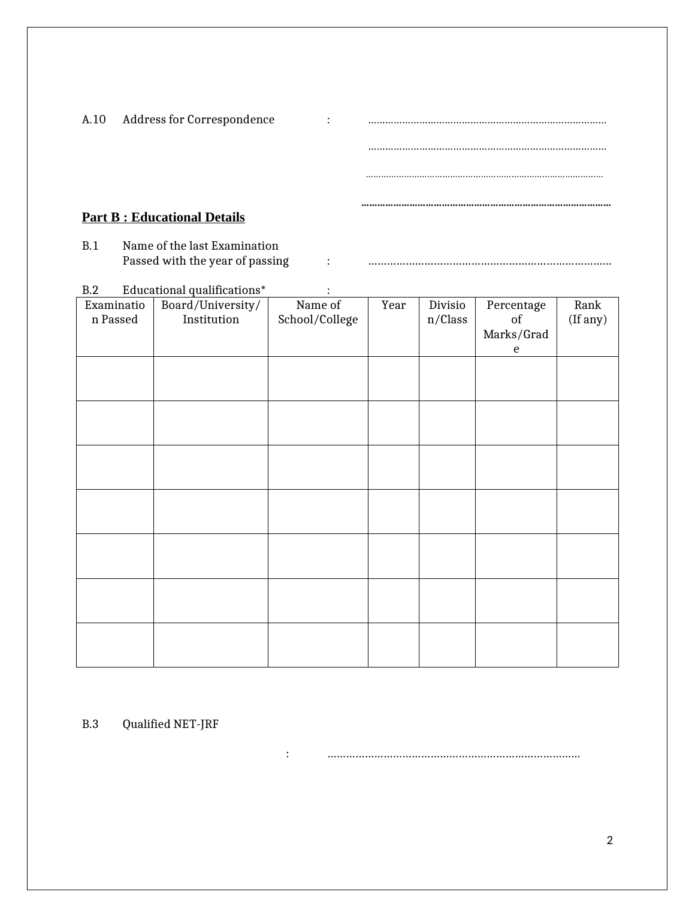A.10 Address for Correspondence : ……………………………………………………………………………

……………………………………………………………………………

……………………………………………………………………………

……………………………………………………………………………

## Part B : Educational Details

B.1 Name of the last Examination Passed with the year of passing : ……………………………………………………………………

B.2 Educational qualifications* :

| Examination Passed | Board/University/ Institution | Name of School/College | Year | Division/Class | Percentage of Marks/Grade | Rank (If any) |
|---|---|---|---|---|---|---|
| | | | | | | |
| | | | | | | |
| | | | | | | |
| | | | | | | |
| | | | | | | |
| | | | | | | |
| | | | | | | |

B.3 Qualified NET-JRF

: ………………………………………………………………………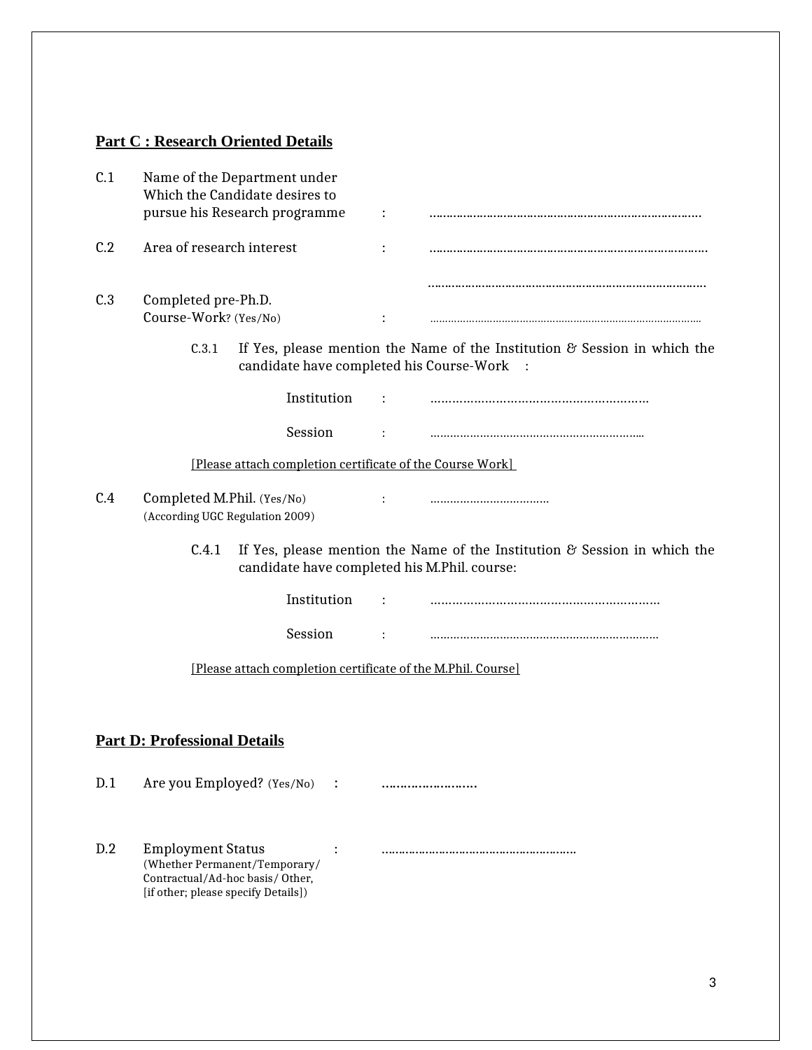## Part C : Research Oriented Details

C.1 Name of the Department under Which the Candidate desires to pursue his Research programme : ……………………………………………………………………

C.2 Area of research interest : ……………………………………………………………………

……………………………………………………………………

C.3 Completed pre-Ph.D. Course-Work? (Yes/No) : ……………………………………………………………………

C.3.1 If Yes, please mention the Name of the Institution & Session in which the candidate have completed his Course-Work :

Institution : ……………………………………………………

Session : ……………………………………………………

[Please attach completion certificate of the Course Work]

C.4 Completed M.Phil. (Yes/No) : ………………………………
(According UGC Regulation 2009)

C.4.1 If Yes, please mention the Name of the Institution & Session in which the candidate have completed his M.Phil. course:

Institution : ……………………………………………………

Session : ……………………………………………………

[Please attach completion certificate of the M.Phil. Course]

## Part D: Professional Details

D.1 Are you Employed? (Yes/No) : ……………………

D.2 Employment Status : …………………………………………………
(Whether Permanent/Temporary/ Contractual/Ad-hoc basis/ Other, [if other; please specify Details])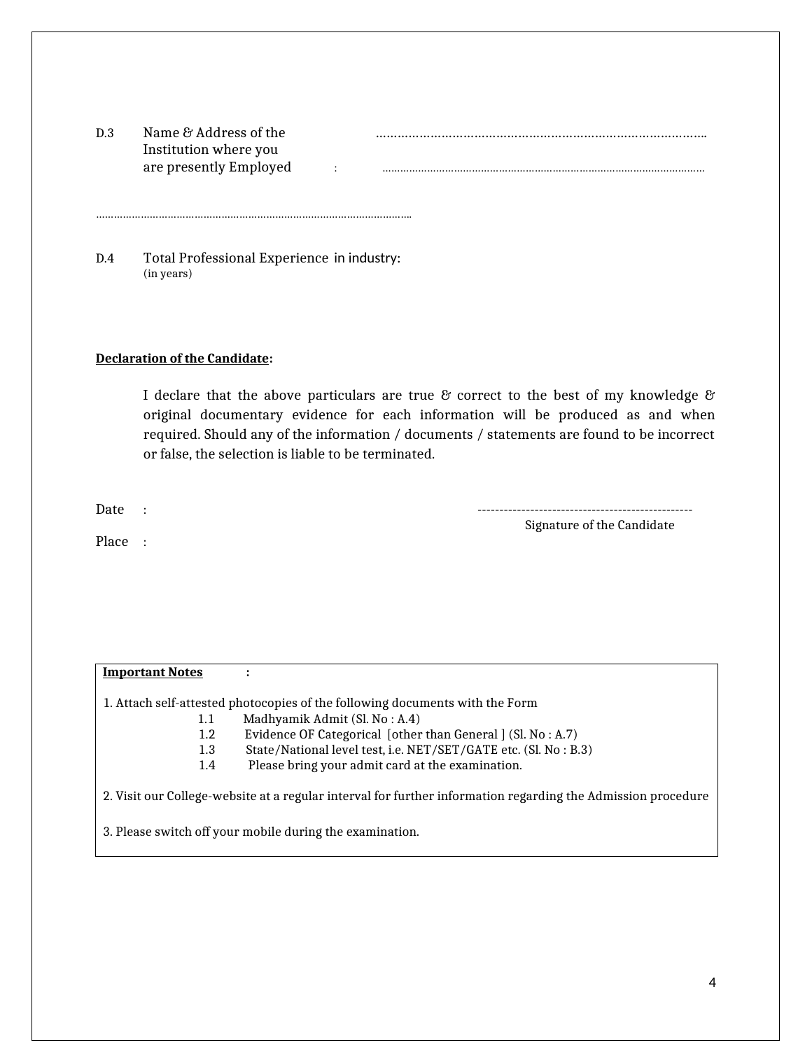D.3 Name & Address of the Institution where you are presently Employed : ……………………………………………………………………………………..

…………………………………………………………………………………………………

…………………………………………………………………………………………………

D.4 Total Professional Experience in industry:
(in years)

**Declaration of the Candidate:**

I declare that the above particulars are true & correct to the best of my knowledge & original documentary evidence for each information will be produced as and when required. Should any of the information / documents / statements are found to be incorrect or false, the selection is liable to be terminated.

Date :

Place :

-------------------------------------------------
Signature of the Candidate

**Important Notes :**

1. Attach self-attested photocopies of the following documents with the Form
   - 1.1 Madhyamik Admit (Sl. No : A.4)
   - 1.2 Evidence OF Categorical [other than General ] (Sl. No : A.7)
   - 1.3 State/National level test, i.e. NET/SET/GATE etc. (Sl. No : B.3)
   - 1.4 Please bring your admit card at the examination.

2. Visit our College-website at a regular interval for further information regarding the Admission procedure

3. Please switch off your mobile during the examination.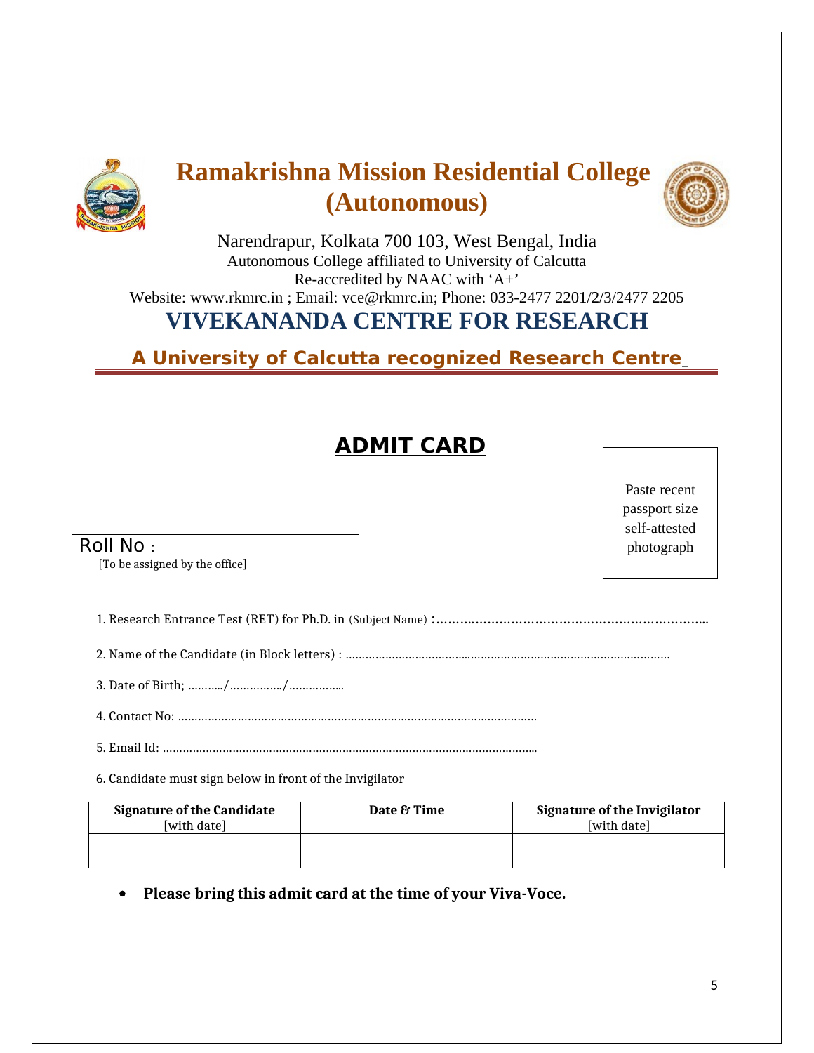# Ramakrishna Mission Residential College (Autonomous)

Narendrapur, Kolkata 700 103, West Bengal, India
Autonomous College affiliated to University of Calcutta
Re-accredited by NAAC with 'A+'
Website: www.rkmrc.in ; Email: vce@rkmrc.in; Phone: 033-2477 2201/2/3/2477 2205

## VIVEKANANDA CENTRE FOR RESEARCH

**A University of Calcutta recognized Research Centre**

## ADMIT CARD

Paste recent passport size self-attested photograph

Roll No :
[To be assigned by the office]

1. Research Entrance Test (RET) for Ph.D. in (Subject Name) :……………………………………………………………..

2. Name of the Candidate (in Block letters) : ……………………………………………………………………………………

3. Date of Birth; ………../……………./……………..

4. Contact No: ……………………………………………………………………………………………

5. Email Id: ………………………………………………………………………………………………..

6. Candidate must sign below in front of the Invigilator

| **Signature of the Candidate** [with date] | **Date & Time** | **Signature of the Invigilator** [with date] |
|---|---|---|
| | | |

- **Please bring this admit card at the time of your Viva-Voce.**